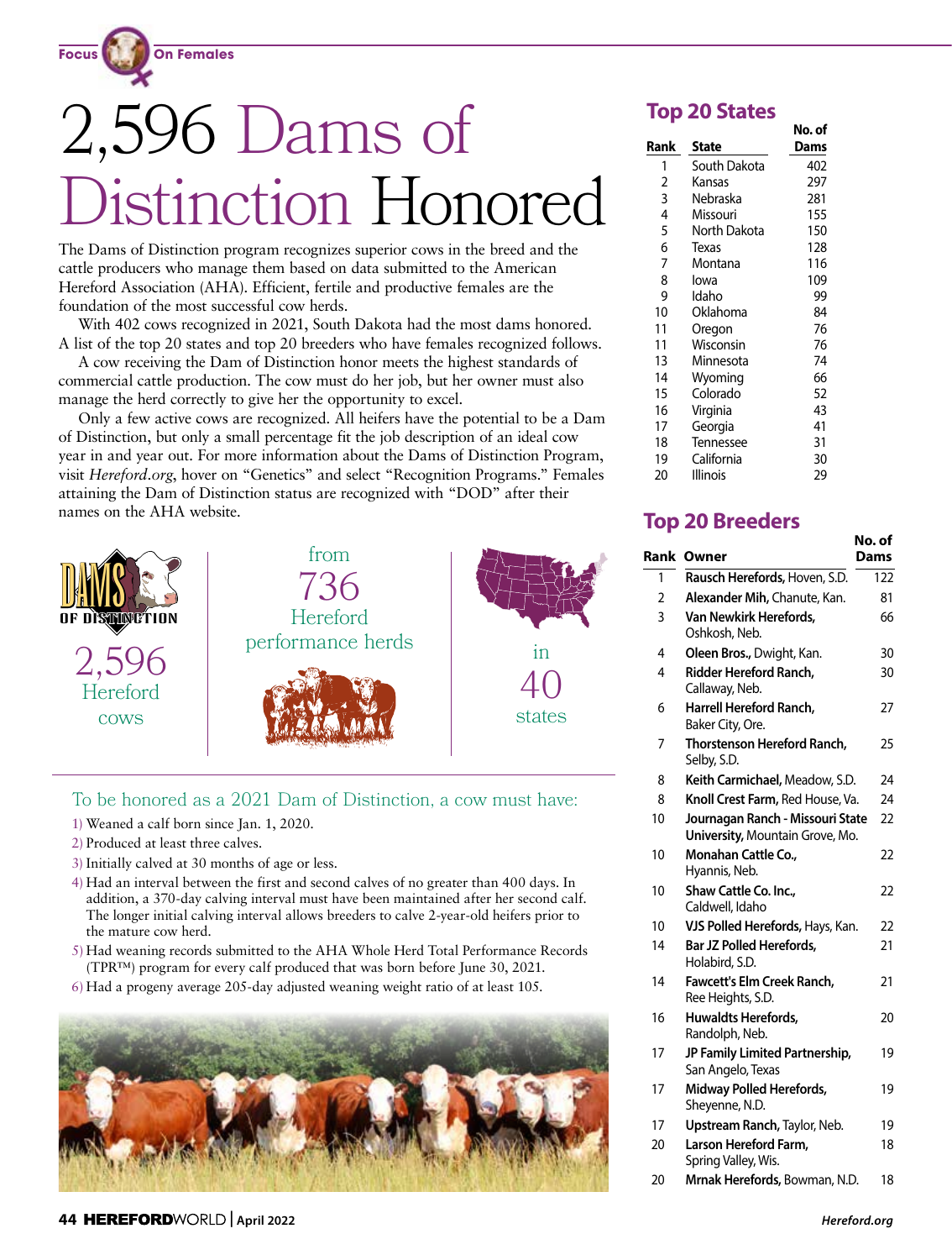Focus On Females

# 2,596 Dams of Distinction Honored

The Dams of Distinction program recognizes superior cows in the breed and the cattle producers who manage them based on data submitted to the American Hereford Association (AHA). Efficient, fertile and productive females are the foundation of the most successful cow herds.

With 402 cows recognized in 2021, South Dakota had the most dams honored. A list of the top 20 states and top 20 breeders who have females recognized follows.

A cow receiving the Dam of Distinction honor meets the highest standards of commercial cattle production. The cow must do her job, but her owner must also manage the herd correctly to give her the opportunity to excel.

Only a few active cows are recognized. All heifers have the potential to be a Dam of Distinction, but only a small percentage fit the job description of an ideal cow year in and year out. For more information about the Dams of Distinction Program, visit *Hereford.org*, hover on "Genetics" and select "Recognition Programs." Females attaining the Dam of Distinction status are recognized with "DOD" after their names on the AHA website.

DAMS OF DISTINCTION

2,596 Hereford cows

from 736 Hereford performance herds

in 40 states

### To be honored as a 2021 Dam of Distinction, a cow must have:

1) Weaned a calf born since Jan. 1, 2020.
2) Produced at least three calves.
3) Initially calved at 30 months of age or less.
4) Had an interval between the first and second calves of no greater than 400 days. In addition, a 370-day calving interval must have been maintained after her second calf. The longer initial calving interval allows breeders to calve 2-year-old heifers prior to the mature cow herd.
5) Had weaning records submitted to the AHA Whole Herd Total Performance Records (TPR™) program for every calf produced that was born before June 30, 2021.
6) Had a progeny average 205-day adjusted weaning weight ratio of at least 105.

## Top 20 States

| Rank | State | No. of Dams |
|---|---|---|
| 1 | South Dakota | 402 |
| 2 | Kansas | 297 |
| 3 | Nebraska | 281 |
| 4 | Missouri | 155 |
| 5 | North Dakota | 150 |
| 6 | Texas | 128 |
| 7 | Montana | 116 |
| 8 | Iowa | 109 |
| 9 | Idaho | 99 |
| 10 | Oklahoma | 84 |
| 11 | Oregon | 76 |
| 11 | Wisconsin | 76 |
| 13 | Minnesota | 74 |
| 14 | Wyoming | 66 |
| 15 | Colorado | 52 |
| 16 | Virginia | 43 |
| 17 | Georgia | 41 |
| 18 | Tennessee | 31 |
| 19 | California | 30 |
| 20 | Illinois | 29 |

## Top 20 Breeders

| Rank | Owner | No. of Dams |
|---|---|---|
| 1 | **Rausch Herefords,** Hoven, S.D. | 122 |
| 2 | **Alexander Mih,** Chanute, Kan. | 81 |
| 3 | **Van Newkirk Herefords,** Oshkosh, Neb. | 66 |
| 4 | **Oleen Bros.,** Dwight, Kan. | 30 |
| 4 | **Ridder Hereford Ranch,** Callaway, Neb. | 30 |
| 6 | **Harrell Hereford Ranch,** Baker City, Ore. | 27 |
| 7 | **Thorstenson Hereford Ranch,** Selby, S.D. | 25 |
| 8 | **Keith Carmichael,** Meadow, S.D. | 24 |
| 8 | **Knoll Crest Farm,** Red House, Va. | 24 |
| 10 | **Journagan Ranch - Missouri State University,** Mountain Grove, Mo. | 22 |
| 10 | **Monahan Cattle Co.,** Hyannis, Neb. | 22 |
| 10 | **Shaw Cattle Co. Inc.,** Caldwell, Idaho | 22 |
| 10 | **VJS Polled Herefords,** Hays, Kan. | 22 |
| 14 | **Bar JZ Polled Herefords,** Holabird, S.D. | 21 |
| 14 | **Fawcett's Elm Creek Ranch,** Ree Heights, S.D. | 21 |
| 16 | **Huwaldts Herefords,** Randolph, Neb. | 20 |
| 17 | **JP Family Limited Partnership,** San Angelo, Texas | 19 |
| 17 | **Midway Polled Herefords,** Sheyenne, N.D. | 19 |
| 17 | **Upstream Ranch,** Taylor, Neb. | 19 |
| 20 | **Larson Hereford Farm,** Spring Valley, Wis. | 18 |
| 20 | **Mrnak Herefords,** Bowman, N.D. | 18 |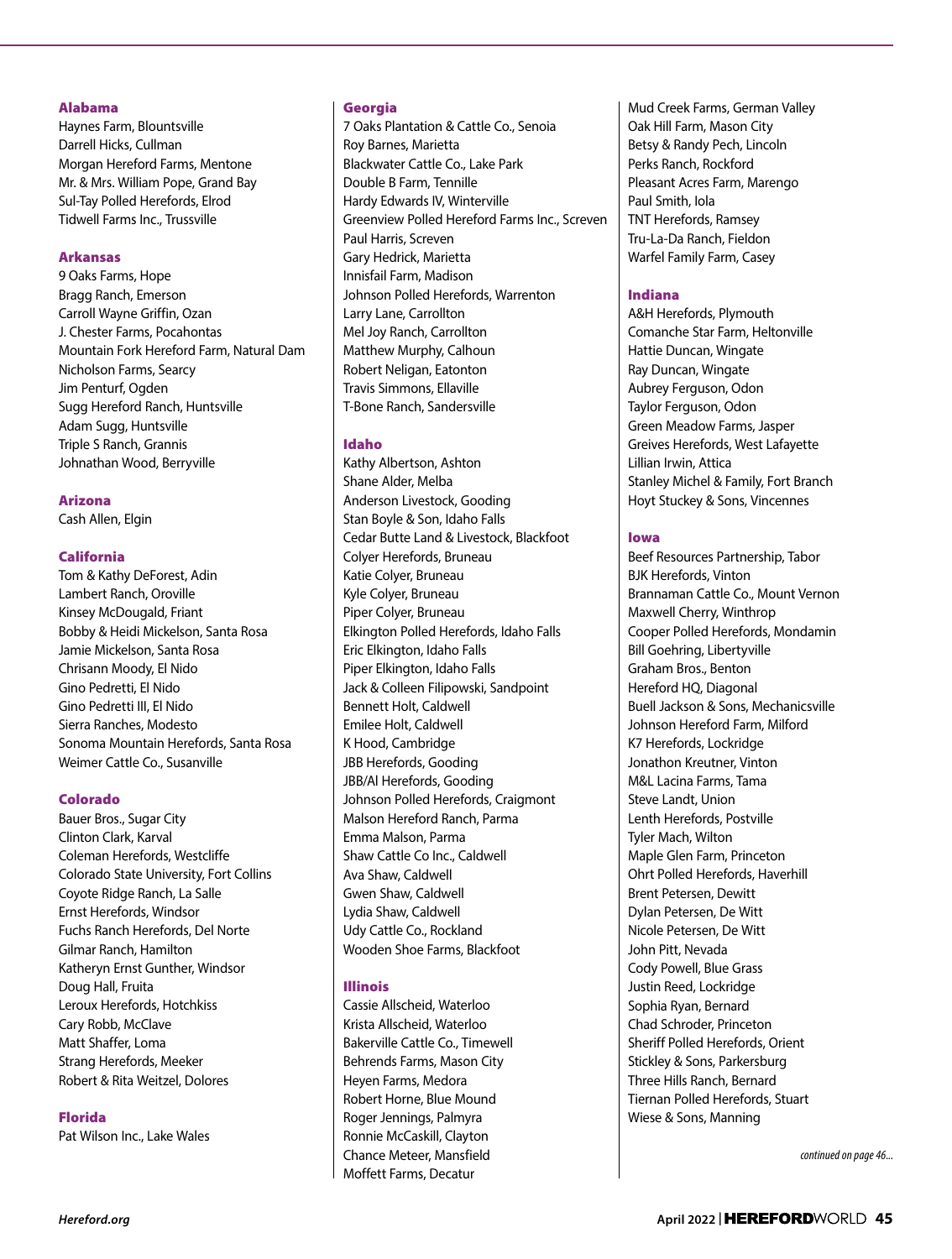### Alabama

Haynes Farm, Blountsville
Darrell Hicks, Cullman
Morgan Hereford Farms, Mentone
Mr. & Mrs. William Pope, Grand Bay
Sul-Tay Polled Herefords, Elrod
Tidwell Farms Inc., Trussville

### Arkansas

9 Oaks Farms, Hope
Bragg Ranch, Emerson
Carroll Wayne Griffin, Ozan
J. Chester Farms, Pocahontas
Mountain Fork Hereford Farm, Natural Dam
Nicholson Farms, Searcy
Jim Penturf, Ogden
Sugg Hereford Ranch, Huntsville
Adam Sugg, Huntsville
Triple S Ranch, Grannis
Johnathan Wood, Berryville

### Arizona

Cash Allen, Elgin

### California

Tom & Kathy DeForest, Adin
Lambert Ranch, Oroville
Kinsey McDougald, Friant
Bobby & Heidi Mickelson, Santa Rosa
Jamie Mickelson, Santa Rosa
Chrisann Moody, El Nido
Gino Pedretti, El Nido
Gino Pedretti III, El Nido
Sierra Ranches, Modesto
Sonoma Mountain Herefords, Santa Rosa
Weimer Cattle Co., Susanville

### Colorado

Bauer Bros., Sugar City
Clinton Clark, Karval
Coleman Herefords, Westcliffe
Colorado State University, Fort Collins
Coyote Ridge Ranch, La Salle
Ernst Herefords, Windsor
Fuchs Ranch Herefords, Del Norte
Gilmar Ranch, Hamilton
Katheryn Ernst Gunther, Windsor
Doug Hall, Fruita
Leroux Herefords, Hotchkiss
Cary Robb, McClave
Matt Shaffer, Loma
Strang Herefords, Meeker
Robert & Rita Weitzel, Dolores

### Florida

Pat Wilson Inc., Lake Wales

### Georgia

7 Oaks Plantation & Cattle Co., Senoia
Roy Barnes, Marietta
Blackwater Cattle Co., Lake Park
Double B Farm, Tennille
Hardy Edwards IV, Winterville
Greenview Polled Hereford Farms Inc., Screven
Paul Harris, Screven
Gary Hedrick, Marietta
Innisfail Farm, Madison
Johnson Polled Herefords, Warrenton
Larry Lane, Carrollton
Mel Joy Ranch, Carrollton
Matthew Murphy, Calhoun
Robert Neligan, Eatonton
Travis Simmons, Ellaville
T-Bone Ranch, Sandersville

### Idaho

Kathy Albertson, Ashton
Shane Alder, Melba
Anderson Livestock, Gooding
Stan Boyle & Son, Idaho Falls
Cedar Butte Land & Livestock, Blackfoot
Colyer Herefords, Bruneau
Katie Colyer, Bruneau
Kyle Colyer, Bruneau
Piper Colyer, Bruneau
Elkington Polled Herefords, Idaho Falls
Eric Elkington, Idaho Falls
Piper Elkington, Idaho Falls
Jack & Colleen Filipowski, Sandpoint
Bennett Holt, Caldwell
Emilee Holt, Caldwell
K Hood, Cambridge
JBB Herefords, Gooding
JBB/Al Herefords, Gooding
Johnson Polled Herefords, Craigmont
Malson Hereford Ranch, Parma
Emma Malson, Parma
Shaw Cattle Co Inc., Caldwell
Ava Shaw, Caldwell
Gwen Shaw, Caldwell
Lydia Shaw, Caldwell
Udy Cattle Co., Rockland
Wooden Shoe Farms, Blackfoot

### Illinois

Cassie Allscheid, Waterloo
Krista Allscheid, Waterloo
Bakerville Cattle Co., Timewell
Behrends Farms, Mason City
Heyen Farms, Medora
Robert Horne, Blue Mound
Roger Jennings, Palmyra
Ronnie McCaskill, Clayton
Chance Meteer, Mansfield
Moffett Farms, Decatur
Mud Creek Farms, German Valley
Oak Hill Farm, Mason City
Betsy & Randy Pech, Lincoln
Perks Ranch, Rockford
Pleasant Acres Farm, Marengo
Paul Smith, Iola
TNT Herefords, Ramsey
Tru-La-Da Ranch, Fieldon
Warfel Family Farm, Casey

### Indiana

A&H Herefords, Plymouth
Comanche Star Farm, Heltonville
Hattie Duncan, Wingate
Ray Duncan, Wingate
Aubrey Ferguson, Odon
Taylor Ferguson, Odon
Green Meadow Farms, Jasper
Greives Herefords, West Lafayette
Lillian Irwin, Attica
Stanley Michel & Family, Fort Branch
Hoyt Stuckey & Sons, Vincennes

### Iowa

Beef Resources Partnership, Tabor
BJK Herefords, Vinton
Brannaman Cattle Co., Mount Vernon
Maxwell Cherry, Winthrop
Cooper Polled Herefords, Mondamin
Bill Goehring, Libertyville
Graham Bros., Benton
Hereford HQ, Diagonal
Buell Jackson & Sons, Mechanicsville
Johnson Hereford Farm, Milford
K7 Herefords, Lockridge
Jonathon Kreutner, Vinton
M&L Lacina Farms, Tama
Steve Landt, Union
Lenth Herefords, Postville
Tyler Mach, Wilton
Maple Glen Farm, Princeton
Ohrt Polled Herefords, Haverhill
Brent Petersen, Dewitt
Dylan Petersen, De Witt
Nicole Petersen, De Witt
John Pitt, Nevada
Cody Powell, Blue Grass
Justin Reed, Lockridge
Sophia Ryan, Bernard
Chad Schroder, Princeton
Sheriff Polled Herefords, Orient
Stickley & Sons, Parkersburg
Three Hills Ranch, Bernard
Tiernan Polled Herefords, Stuart
Wiese & Sons, Manning

*continued on page 46...*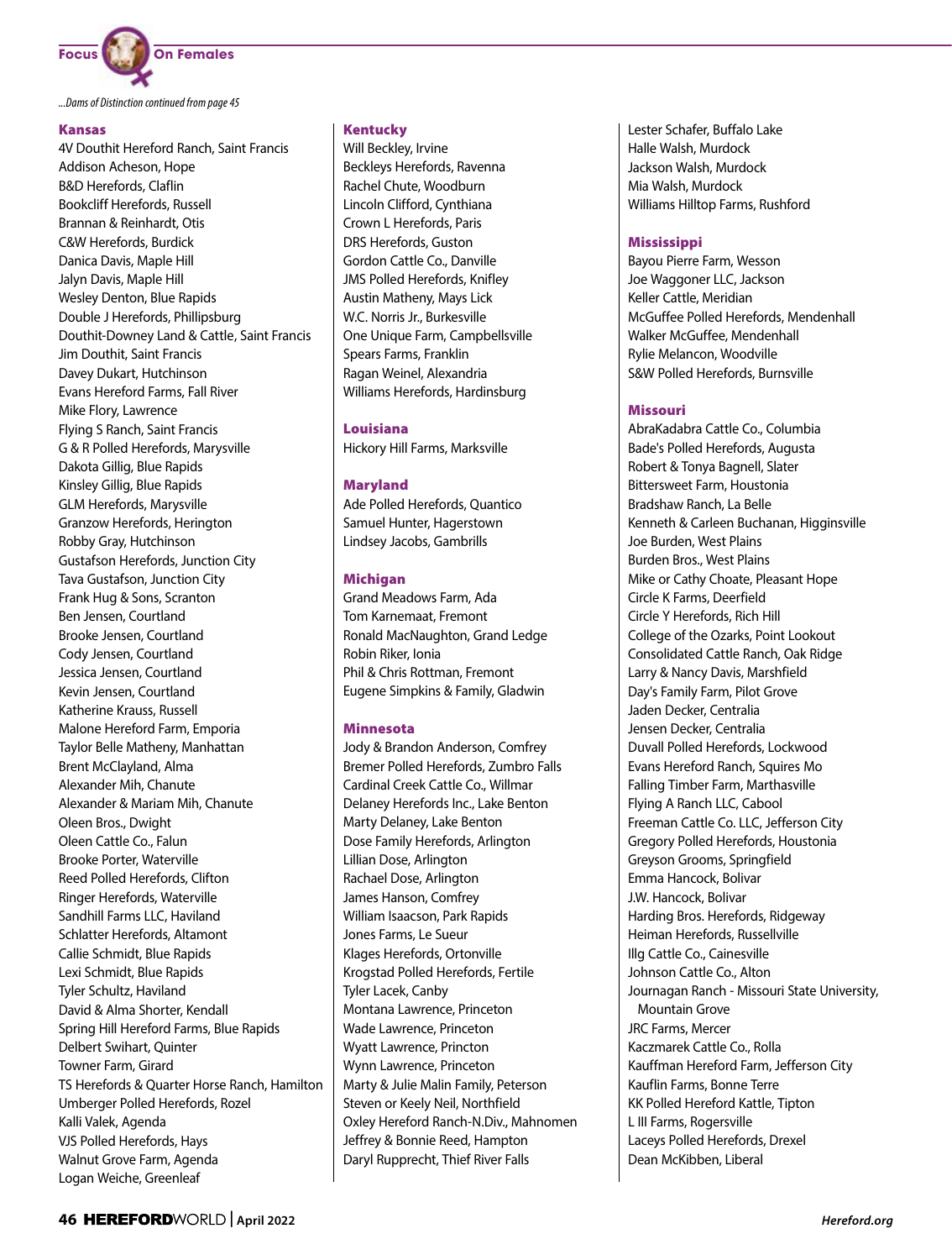*...Dams of Distinction continued from page 45*

### Kansas

4V Douthit Hereford Ranch, Saint Francis
Addison Acheson, Hope
B&D Herefords, Claflin
Bookcliff Herefords, Russell
Brannan & Reinhardt, Otis
C&W Herefords, Burdick
Danica Davis, Maple Hill
Jalyn Davis, Maple Hill
Wesley Denton, Blue Rapids
Double J Herefords, Phillipsburg
Douthit-Downey Land & Cattle, Saint Francis
Jim Douthit, Saint Francis
Davey Dukart, Hutchinson
Evans Hereford Farms, Fall River
Mike Flory, Lawrence
Flying S Ranch, Saint Francis
G & R Polled Herefords, Marysville
Dakota Gillig, Blue Rapids
Kinsley Gillig, Blue Rapids
GLM Herefords, Marysville
Granzow Herefords, Herington
Robby Gray, Hutchinson
Gustafson Herefords, Junction City
Tava Gustafson, Junction City
Frank Hug & Sons, Scranton
Ben Jensen, Courtland
Brooke Jensen, Courtland
Cody Jensen, Courtland
Jessica Jensen, Courtland
Kevin Jensen, Courtland
Katherine Krauss, Russell
Malone Hereford Farm, Emporia
Taylor Belle Matheny, Manhattan
Brent McClayland, Alma
Alexander Mih, Chanute
Alexander & Mariam Mih, Chanute
Oleen Bros., Dwight
Oleen Cattle Co., Falun
Brooke Porter, Waterville
Reed Polled Herefords, Clifton
Ringer Herefords, Waterville
Sandhill Farms LLC, Haviland
Schlatter Herefords, Altamont
Callie Schmidt, Blue Rapids
Lexi Schmidt, Blue Rapids
Tyler Schultz, Haviland
David & Alma Shorter, Kendall
Spring Hill Hereford Farms, Blue Rapids
Delbert Swihart, Quinter
Towner Farm, Girard
TS Herefords & Quarter Horse Ranch, Hamilton
Umberger Polled Herefords, Rozel
Kalli Valek, Agenda
VJS Polled Herefords, Hays
Walnut Grove Farm, Agenda
Logan Weiche, Greenleaf

### Kentucky

Will Beckley, Irvine
Beckleys Herefords, Ravenna
Rachel Chute, Woodburn
Lincoln Clifford, Cynthiana
Crown L Herefords, Paris
DRS Herefords, Guston
Gordon Cattle Co., Danville
JMS Polled Herefords, Knifley
Austin Matheny, Mays Lick
W.C. Norris Jr., Burkesville
One Unique Farm, Campbellsville
Spears Farms, Franklin
Ragan Weinel, Alexandria
Williams Herefords, Hardinsburg

### Louisiana

Hickory Hill Farms, Marksville

### Maryland

Ade Polled Herefords, Quantico
Samuel Hunter, Hagerstown
Lindsey Jacobs, Gambrills

### Michigan

Grand Meadows Farm, Ada
Tom Karnemaat, Fremont
Ronald MacNaughton, Grand Ledge
Robin Riker, Ionia
Phil & Chris Rottman, Fremont
Eugene Simpkins & Family, Gladwin

### Minnesota

Jody & Brandon Anderson, Comfrey
Bremer Polled Herefords, Zumbro Falls
Cardinal Creek Cattle Co., Willmar
Delaney Herefords Inc., Lake Benton
Marty Delaney, Lake Benton
Dose Family Herefords, Arlington
Lillian Dose, Arlington
Rachael Dose, Arlington
James Hanson, Comfrey
William Isaacson, Park Rapids
Jones Farms, Le Sueur
Klages Herefords, Ortonville
Krogstad Polled Herefords, Fertile
Tyler Lacek, Canby
Montana Lawrence, Princeton
Wade Lawrence, Princeton
Wyatt Lawrence, Princton
Wynn Lawrence, Princeton
Marty & Julie Malin Family, Peterson
Steven or Keely Neil, Northfield
Oxley Hereford Ranch-N.Div., Mahnomen
Jeffrey & Bonnie Reed, Hampton
Daryl Rupprecht, Thief River Falls
Lester Schafer, Buffalo Lake
Halle Walsh, Murdock
Jackson Walsh, Murdock
Mia Walsh, Murdock
Williams Hilltop Farms, Rushford

### Mississippi

Bayou Pierre Farm, Wesson
Joe Waggoner LLC, Jackson
Keller Cattle, Meridian
McGuffee Polled Herefords, Mendenhall
Walker McGuffee, Mendenhall
Rylie Melancon, Woodville
S&W Polled Herefords, Burnsville

### Missouri

AbraKadabra Cattle Co., Columbia
Bade's Polled Herefords, Augusta
Robert & Tonya Bagnell, Slater
Bittersweet Farm, Houstonia
Bradshaw Ranch, La Belle
Kenneth & Carleen Buchanan, Higginsville
Joe Burden, West Plains
Burden Bros., West Plains
Mike or Cathy Choate, Pleasant Hope
Circle K Farms, Deerfield
Circle Y Herefords, Rich Hill
College of the Ozarks, Point Lookout
Consolidated Cattle Ranch, Oak Ridge
Larry & Nancy Davis, Marshfield
Day's Family Farm, Pilot Grove
Jaden Decker, Centralia
Jensen Decker, Centralia
Duvall Polled Herefords, Lockwood
Evans Hereford Ranch, Squires Mo
Falling Timber Farm, Marthasville
Flying A Ranch LLC, Cabool
Freeman Cattle Co. LLC, Jefferson City
Gregory Polled Herefords, Houstonia
Greyson Grooms, Springfield
Emma Hancock, Bolivar
J.W. Hancock, Bolivar
Harding Bros. Herefords, Ridgeway
Heiman Herefords, Russellville
Illg Cattle Co., Cainesville
Johnson Cattle Co., Alton
Journagan Ranch - Missouri State University, Mountain Grove
JRC Farms, Mercer
Kaczmarek Cattle Co., Rolla
Kauffman Hereford Farm, Jefferson City
Kauflin Farms, Bonne Terre
KK Polled Hereford Kattle, Tipton
L III Farms, Rogersville
Laceys Polled Herefords, Drexel
Dean McKibben, Liberal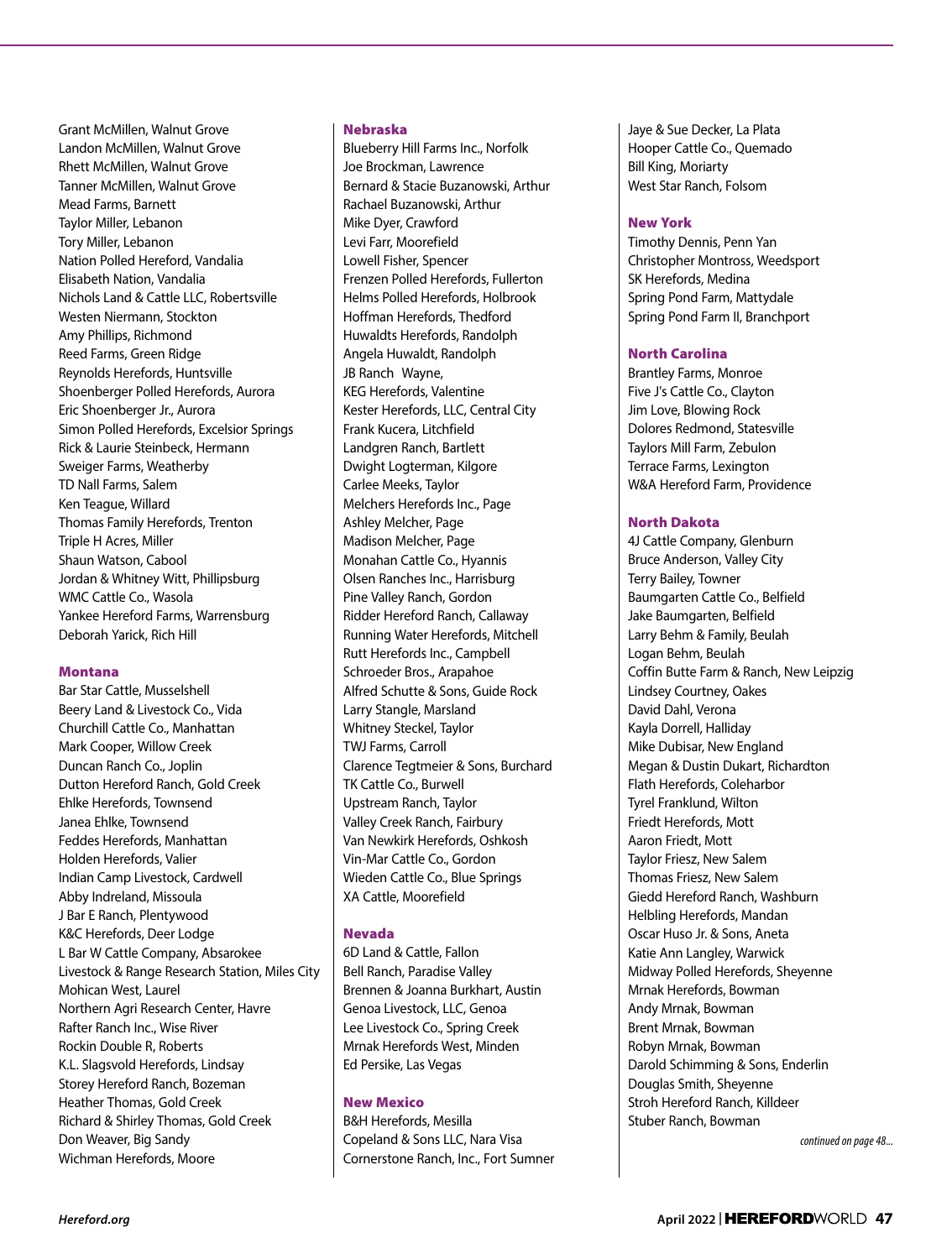Grant McMillen, Walnut Grove
Landon McMillen, Walnut Grove
Rhett McMillen, Walnut Grove
Tanner McMillen, Walnut Grove
Mead Farms, Barnett
Taylor Miller, Lebanon
Tory Miller, Lebanon
Nation Polled Hereford, Vandalia
Elisabeth Nation, Vandalia
Nichols Land & Cattle LLC, Robertsville
Westen Niermann, Stockton
Amy Phillips, Richmond
Reed Farms, Green Ridge
Reynolds Herefords, Huntsville
Shoenberger Polled Herefords, Aurora
Eric Shoenberger Jr., Aurora
Simon Polled Herefords, Excelsior Springs
Rick & Laurie Steinbeck, Hermann
Sweiger Farms, Weatherby
TD Nall Farms, Salem
Ken Teague, Willard
Thomas Family Herefords, Trenton
Triple H Acres, Miller
Shaun Watson, Cabool
Jordan & Whitney Witt, Phillipsburg
WMC Cattle Co., Wasola
Yankee Hereford Farms, Warrensburg
Deborah Yarick, Rich Hill

**Montana**

Bar Star Cattle, Musselshell
Beery Land & Livestock Co., Vida
Churchill Cattle Co., Manhattan
Mark Cooper, Willow Creek
Duncan Ranch Co., Joplin
Dutton Hereford Ranch, Gold Creek
Ehlke Herefords, Townsend
Janea Ehlke, Townsend
Feddes Herefords, Manhattan
Holden Herefords, Valier
Indian Camp Livestock, Cardwell
Abby Indreland, Missoula
J Bar E Ranch, Plentywood
K&C Herefords, Deer Lodge
L Bar W Cattle Company, Absarokee
Livestock & Range Research Station, Miles City
Mohican West, Laurel
Northern Agri Research Center, Havre
Rafter Ranch Inc., Wise River
Rockin Double R, Roberts
K.L. Slagsvold Herefords, Lindsay
Storey Hereford Ranch, Bozeman
Heather Thomas, Gold Creek
Richard & Shirley Thomas, Gold Creek
Don Weaver, Big Sandy
Wichman Herefords, Moore

**Nebraska**

Blueberry Hill Farms Inc., Norfolk
Joe Brockman, Lawrence
Bernard & Stacie Buzanowski, Arthur
Rachael Buzanowski, Arthur
Mike Dyer, Crawford
Levi Farr, Moorefield
Lowell Fisher, Spencer
Frenzen Polled Herefords, Fullerton
Helms Polled Herefords, Holbrook
Hoffman Herefords, Thedford
Huwaldts Herefords, Randolph
Angela Huwaldt, Randolph
JB Ranch Wayne,
KEG Herefords, Valentine
Kester Herefords, LLC, Central City
Frank Kucera, Litchfield
Landgren Ranch, Bartlett
Dwight Logterman, Kilgore
Carlee Meeks, Taylor
Melchers Herefords Inc., Page
Ashley Melcher, Page
Madison Melcher, Page
Monahan Cattle Co., Hyannis
Olsen Ranches Inc., Harrisburg
Pine Valley Ranch, Gordon
Ridder Hereford Ranch, Callaway
Running Water Herefords, Mitchell
Rutt Herefords Inc., Campbell
Schroeder Bros., Arapahoe
Alfred Schutte & Sons, Guide Rock
Larry Stangle, Marsland
Whitney Steckel, Taylor
TWJ Farms, Carroll
Clarence Tegtmeier & Sons, Burchard
TK Cattle Co., Burwell
Upstream Ranch, Taylor
Valley Creek Ranch, Fairbury
Van Newkirk Herefords, Oshkosh
Vin-Mar Cattle Co., Gordon
Wieden Cattle Co., Blue Springs
XA Cattle, Moorefield

**Nevada**

6D Land & Cattle, Fallon
Bell Ranch, Paradise Valley
Brennen & Joanna Burkhart, Austin
Genoa Livestock, LLC, Genoa
Lee Livestock Co., Spring Creek
Mrnak Herefords West, Minden
Ed Persike, Las Vegas

**New Mexico**

B&H Herefords, Mesilla
Copeland & Sons LLC, Nara Visa
Cornerstone Ranch, Inc., Fort Sumner
Jaye & Sue Decker, La Plata
Hooper Cattle Co., Quemado
Bill King, Moriarty
West Star Ranch, Folsom

**New York**

Timothy Dennis, Penn Yan
Christopher Montross, Weedsport
SK Herefords, Medina
Spring Pond Farm, Mattydale
Spring Pond Farm II, Branchport

**North Carolina**

Brantley Farms, Monroe
Five J's Cattle Co., Clayton
Jim Love, Blowing Rock
Dolores Redmond, Statesville
Taylors Mill Farm, Zebulon
Terrace Farms, Lexington
W&A Hereford Farm, Providence

**North Dakota**

4J Cattle Company, Glenburn
Bruce Anderson, Valley City
Terry Bailey, Towner
Baumgarten Cattle Co., Belfield
Jake Baumgarten, Belfield
Larry Behm & Family, Beulah
Logan Behm, Beulah
Coffin Butte Farm & Ranch, New Leipzig
Lindsey Courtney, Oakes
David Dahl, Verona
Kayla Dorrell, Halliday
Mike Dubisar, New England
Megan & Dustin Dukart, Richardton
Flath Herefords, Coleharbor
Tyrel Franklund, Wilton
Friedt Herefords, Mott
Aaron Friedt, Mott
Taylor Friesz, New Salem
Thomas Friesz, New Salem
Giedd Hereford Ranch, Washburn
Helbling Herefords, Mandan
Oscar Huso Jr. & Sons, Aneta
Katie Ann Langley, Warwick
Midway Polled Herefords, Sheyenne
Mrnak Herefords, Bowman
Andy Mrnak, Bowman
Brent Mrnak, Bowman
Robyn Mrnak, Bowman
Darold Schimming & Sons, Enderlin
Douglas Smith, Sheyenne
Stroh Hereford Ranch, Killdeer
Stuber Ranch, Bowman

*continued on page 48...*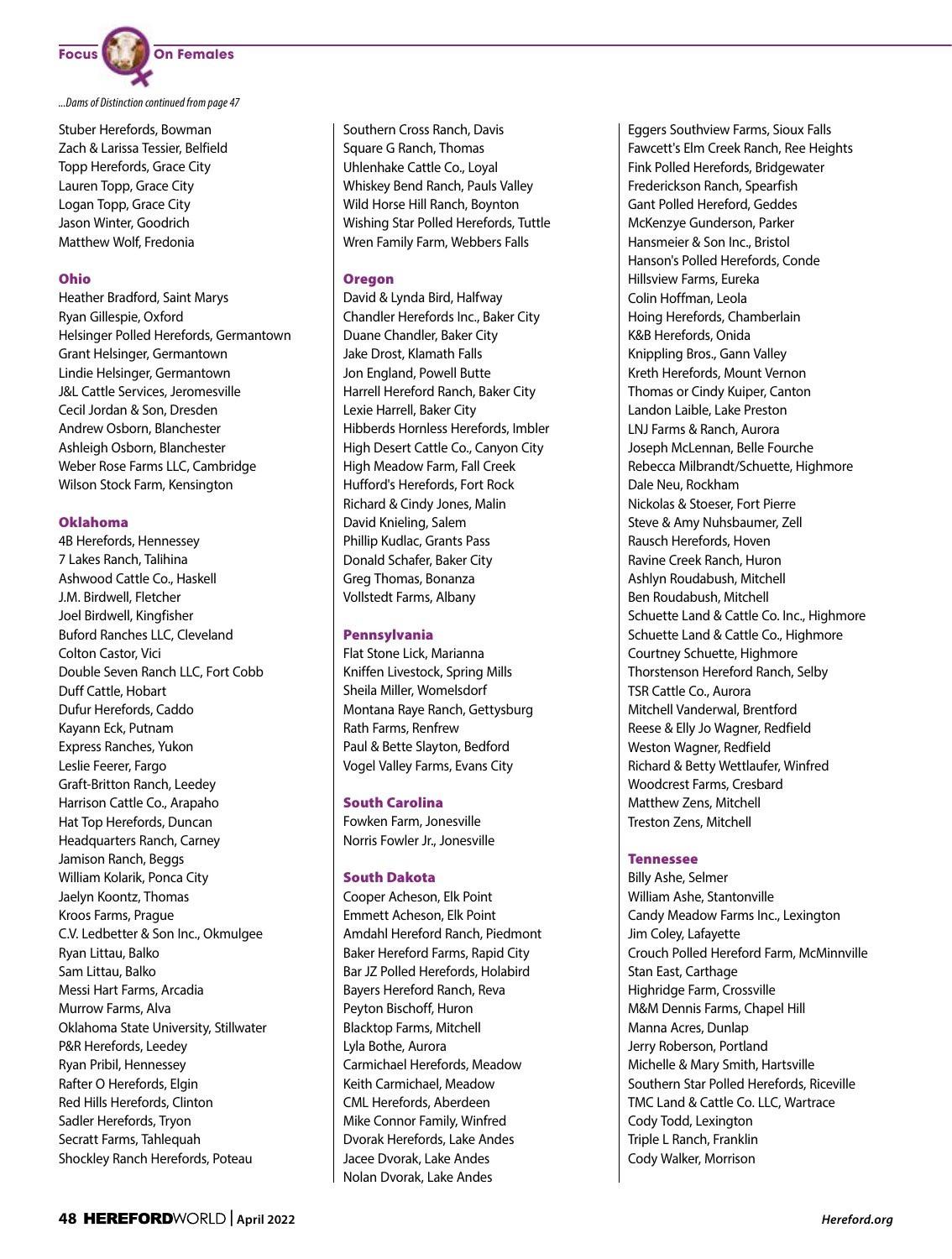*...Dams of Distinction continued from page 47*

Stuber Herefords, Bowman
Zach & Larissa Tessier, Belfield
Topp Herefords, Grace City
Lauren Topp, Grace City
Logan Topp, Grace City
Jason Winter, Goodrich
Matthew Wolf, Fredonia

### Ohio

Heather Bradford, Saint Marys
Ryan Gillespie, Oxford
Helsinger Polled Herefords, Germantown
Grant Helsinger, Germantown
Lindie Helsinger, Germantown
J&L Cattle Services, Jeromesville
Cecil Jordan & Son, Dresden
Andrew Osborn, Blanchester
Ashleigh Osborn, Blanchester
Weber Rose Farms LLC, Cambridge
Wilson Stock Farm, Kensington

### Oklahoma

4B Herefords, Hennessey
7 Lakes Ranch, Talihina
Ashwood Cattle Co., Haskell
J.M. Birdwell, Fletcher
Joel Birdwell, Kingfisher
Buford Ranches LLC, Cleveland
Colton Castor, Vici
Double Seven Ranch LLC, Fort Cobb
Duff Cattle, Hobart
Dufur Herefords, Caddo
Kayann Eck, Putnam
Express Ranches, Yukon
Leslie Feerer, Fargo
Graft-Britton Ranch, Leedey
Harrison Cattle Co., Arapaho
Hat Top Herefords, Duncan
Headquarters Ranch, Carney
Jamison Ranch, Beggs
William Kolarik, Ponca City
Jaelyn Koontz, Thomas
Kroos Farms, Prague
C.V. Ledbetter & Son Inc., Okmulgee
Ryan Littau, Balko
Sam Littau, Balko
Messi Hart Farms, Arcadia
Murrow Farms, Alva
Oklahoma State University, Stillwater
P&R Herefords, Leedey
Ryan Pribil, Hennessey
Rafter O Herefords, Elgin
Red Hills Herefords, Clinton
Sadler Herefords, Tryon
Secratt Farms, Tahlequah
Shockley Ranch Herefords, Poteau
Southern Cross Ranch, Davis
Square G Ranch, Thomas
Uhlenhake Cattle Co., Loyal
Whiskey Bend Ranch, Pauls Valley
Wild Horse Hill Ranch, Boynton
Wishing Star Polled Herefords, Tuttle
Wren Family Farm, Webbers Falls

### Oregon

David & Lynda Bird, Halfway
Chandler Herefords Inc., Baker City
Duane Chandler, Baker City
Jake Drost, Klamath Falls
Jon England, Powell Butte
Harrell Hereford Ranch, Baker City
Lexie Harrell, Baker City
Hibberds Hornless Herefords, Imbler
High Desert Cattle Co., Canyon City
High Meadow Farm, Fall Creek
Hufford's Herefords, Fort Rock
Richard & Cindy Jones, Malin
David Knieling, Salem
Phillip Kudlac, Grants Pass
Donald Schafer, Baker City
Greg Thomas, Bonanza
Vollstedt Farms, Albany

### Pennsylvania

Flat Stone Lick, Marianna
Kniffen Livestock, Spring Mills
Sheila Miller, Womelsdorf
Montana Raye Ranch, Gettysburg
Rath Farms, Renfrew
Paul & Bette Slayton, Bedford
Vogel Valley Farms, Evans City

### South Carolina

Fowken Farm, Jonesville
Norris Fowler Jr., Jonesville

### South Dakota

Cooper Acheson, Elk Point
Emmett Acheson, Elk Point
Amdahl Hereford Ranch, Piedmont
Baker Hereford Farms, Rapid City
Bar JZ Polled Herefords, Holabird
Bayers Hereford Ranch, Reva
Peyton Bischoff, Huron
Blacktop Farms, Mitchell
Lyla Bothe, Aurora
Carmichael Herefords, Meadow
Keith Carmichael, Meadow
CML Herefords, Aberdeen
Mike Connor Family, Winfred
Dvorak Herefords, Lake Andes
Jacee Dvorak, Lake Andes
Nolan Dvorak, Lake Andes
Eggers Southview Farms, Sioux Falls
Fawcett's Elm Creek Ranch, Ree Heights
Fink Polled Herefords, Bridgewater
Frederickson Ranch, Spearfish
Gant Polled Hereford, Geddes
McKenzye Gunderson, Parker
Hansmeier & Son Inc., Bristol
Hanson's Polled Herefords, Conde
Hillsview Farms, Eureka
Colin Hoffman, Leola
Hoing Herefords, Chamberlain
K&B Herefords, Onida
Knippling Bros., Gann Valley
Kreth Herefords, Mount Vernon
Thomas or Cindy Kuiper, Canton
Landon Laible, Lake Preston
LNJ Farms & Ranch, Aurora
Joseph McLennan, Belle Fourche
Rebecca Milbrandt/Schuette, Highmore
Dale Neu, Rockham
Nickolas & Stoeser, Fort Pierre
Steve & Amy Nuhsbaumer, Zell
Rausch Herefords, Hoven
Ravine Creek Ranch, Huron
Ashlyn Roudabush, Mitchell
Ben Roudabush, Mitchell
Schuette Land & Cattle Co. Inc., Highmore
Schuette Land & Cattle Co., Highmore
Courtney Schuette, Highmore
Thorstenson Hereford Ranch, Selby
TSR Cattle Co., Aurora
Mitchell Vanderwal, Brentford
Reese & Elly Jo Wagner, Redfield
Weston Wagner, Redfield
Richard & Betty Wettlaufer, Winfred
Woodcrest Farms, Cresbard
Matthew Zens, Mitchell
Treston Zens, Mitchell

### Tennessee

Billy Ashe, Selmer
William Ashe, Stantonville
Candy Meadow Farms Inc., Lexington
Jim Coley, Lafayette
Crouch Polled Hereford Farm, McMinnville
Stan East, Carthage
Highridge Farm, Crossville
M&M Dennis Farms, Chapel Hill
Manna Acres, Dunlap
Jerry Roberson, Portland
Michelle & Mary Smith, Hartsville
Southern Star Polled Herefords, Riceville
TMC Land & Cattle Co. LLC, Wartrace
Cody Todd, Lexington
Triple L Ranch, Franklin
Cody Walker, Morrison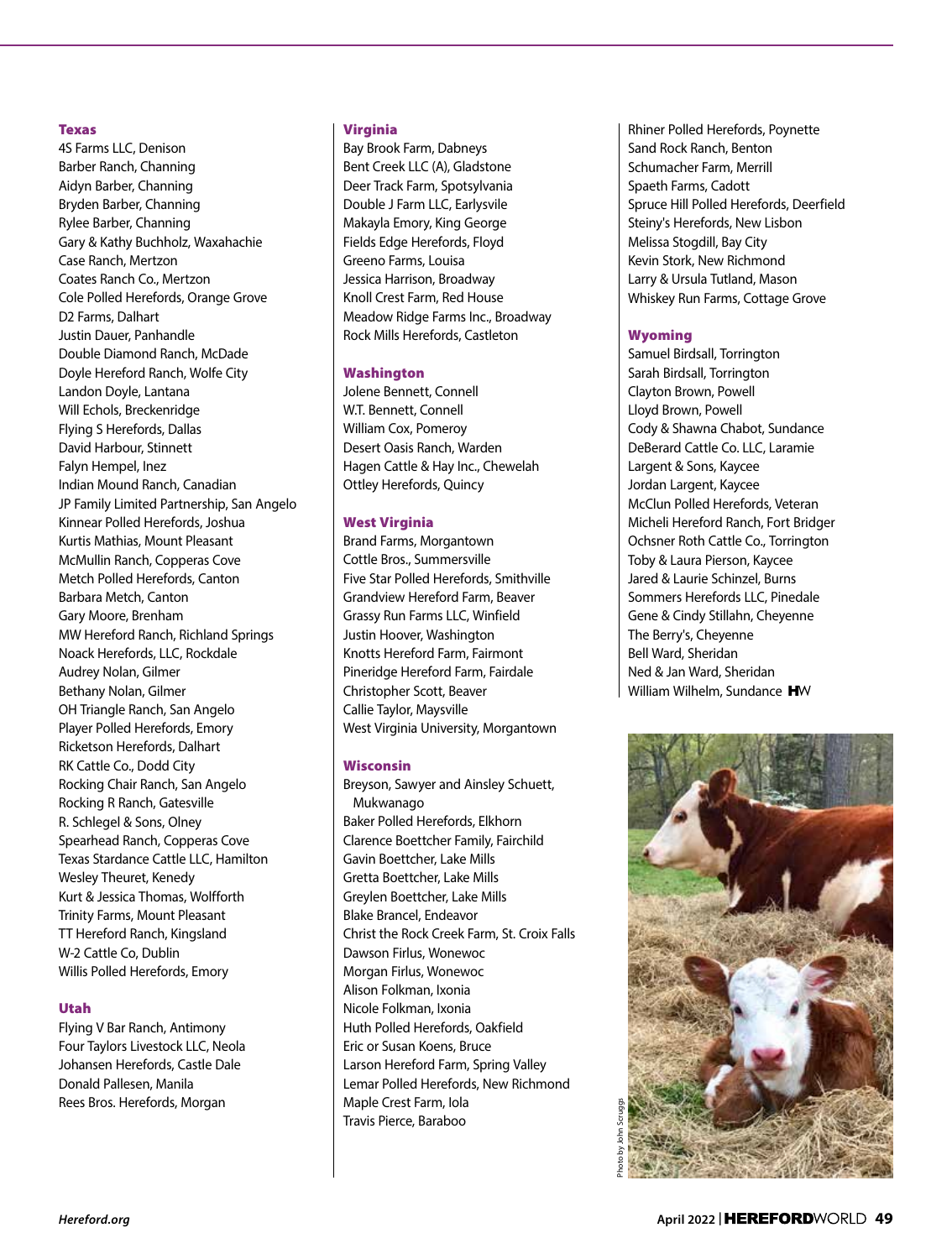### Texas

4S Farms LLC, Denison
Barber Ranch, Channing
Aidyn Barber, Channing
Bryden Barber, Channing
Rylee Barber, Channing
Gary & Kathy Buchholz, Waxahachie
Case Ranch, Mertzon
Coates Ranch Co., Mertzon
Cole Polled Herefords, Orange Grove
D2 Farms, Dalhart
Justin Dauer, Panhandle
Double Diamond Ranch, McDade
Doyle Hereford Ranch, Wolfe City
Landon Doyle, Lantana
Will Echols, Breckenridge
Flying S Herefords, Dallas
David Harbour, Stinnett
Falyn Hempel, Inez
Indian Mound Ranch, Canadian
JP Family Limited Partnership, San Angelo
Kinnear Polled Herefords, Joshua
Kurtis Mathias, Mount Pleasant
McMullin Ranch, Copperas Cove
Metch Polled Herefords, Canton
Barbara Metch, Canton
Gary Moore, Brenham
MW Hereford Ranch, Richland Springs
Noack Herefords, LLC, Rockdale
Audrey Nolan, Gilmer
Bethany Nolan, Gilmer
OH Triangle Ranch, San Angelo
Player Polled Herefords, Emory
Ricketson Herefords, Dalhart
RK Cattle Co., Dodd City
Rocking Chair Ranch, San Angelo
Rocking R Ranch, Gatesville
R. Schlegel & Sons, Olney
Spearhead Ranch, Copperas Cove
Texas Stardance Cattle LLC, Hamilton
Wesley Theuret, Kenedy
Kurt & Jessica Thomas, Wolfforth
Trinity Farms, Mount Pleasant
TT Hereford Ranch, Kingsland
W-2 Cattle Co, Dublin
Willis Polled Herefords, Emory

### Utah

Flying V Bar Ranch, Antimony
Four Taylors Livestock LLC, Neola
Johansen Herefords, Castle Dale
Donald Pallesen, Manila
Rees Bros. Herefords, Morgan

### Virginia

Bay Brook Farm, Dabneys
Bent Creek LLC (A), Gladstone
Deer Track Farm, Spotsylvania
Double J Farm LLC, Earlysvile
Makayla Emory, King George
Fields Edge Herefords, Floyd
Greeno Farms, Louisa
Jessica Harrison, Broadway
Knoll Crest Farm, Red House
Meadow Ridge Farms Inc., Broadway
Rock Mills Herefords, Castleton

### Washington

Jolene Bennett, Connell
W.T. Bennett, Connell
William Cox, Pomeroy
Desert Oasis Ranch, Warden
Hagen Cattle & Hay Inc., Chewelah
Ottley Herefords, Quincy

### West Virginia

Brand Farms, Morgantown
Cottle Bros., Summersville
Five Star Polled Herefords, Smithville
Grandview Hereford Farm, Beaver
Grassy Run Farms LLC, Winfield
Justin Hoover, Washington
Knotts Hereford Farm, Fairmont
Pineridge Hereford Farm, Fairdale
Christopher Scott, Beaver
Callie Taylor, Maysville
West Virginia University, Morgantown

### Wisconsin

Breyson, Sawyer and Ainsley Schuett, Mukwanago
Baker Polled Herefords, Elkhorn
Clarence Boettcher Family, Fairchild
Gavin Boettcher, Lake Mills
Gretta Boettcher, Lake Mills
Greylen Boettcher, Lake Mills
Blake Brancel, Endeavor
Christ the Rock Creek Farm, St. Croix Falls
Dawson Firlus, Wonewoc
Morgan Firlus, Wonewoc
Alison Folkman, Ixonia
Nicole Folkman, Ixonia
Huth Polled Herefords, Oakfield
Eric or Susan Koens, Bruce
Larson Hereford Farm, Spring Valley
Lemar Polled Herefords, New Richmond
Maple Crest Farm, Iola
Travis Pierce, Baraboo
Rhiner Polled Herefords, Poynette
Sand Rock Ranch, Benton
Schumacher Farm, Merrill
Spaeth Farms, Cadott
Spruce Hill Polled Herefords, Deerfield
Steiny's Herefords, New Lisbon
Melissa Stogdill, Bay City
Kevin Stork, New Richmond
Larry & Ursula Tutland, Mason
Whiskey Run Farms, Cottage Grove

### Wyoming

Samuel Birdsall, Torrington
Sarah Birdsall, Torrington
Clayton Brown, Powell
Lloyd Brown, Powell
Cody & Shawna Chabot, Sundance
DeBerard Cattle Co. LLC, Laramie
Largent & Sons, Kaycee
Jordan Largent, Kaycee
McClun Polled Herefords, Veteran
Micheli Hereford Ranch, Fort Bridger
Ochsner Roth Cattle Co., Torrington
Toby & Laura Pierson, Kaycee
Jared & Laurie Schinzel, Burns
Sommers Herefords LLC, Pinedale
Gene & Cindy Stillahn, Cheyenne
The Berry's, Cheyenne
Bell Ward, Sheridan
Ned & Jan Ward, Sheridan
William Wilhelm, Sundance HW

Photo by John Scruggs